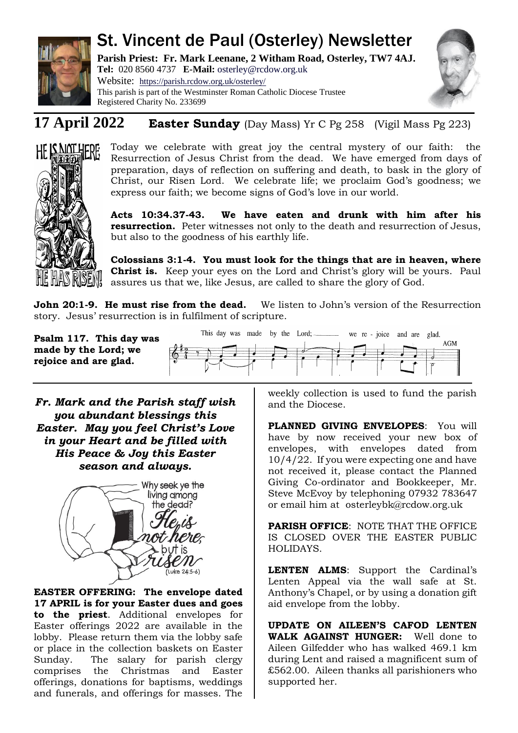# St. Vincent de Paul (Osterley) Newsletter

**Parish Priest: Fr. Mark Leenane, 2 Witham Road, Osterley, TW7 4AJ.**
**Tel:** 020 8560 4737 **E-Mail:** osterley@rcdow.org.uk
Website: https://parish.rcdow.org.uk/osterley/
This parish is part of the Westminster Roman Catholic Diocese Trustee Registered Charity No. 233699

## 17 April 2022 **Easter Sunday** (Day Mass) Yr C Pg 258 (Vigil Mass Pg 223)

Today we celebrate with great joy the central mystery of our faith: the Resurrection of Jesus Christ from the dead. We have emerged from days of preparation, days of reflection on suffering and death, to bask in the glory of Christ, our Risen Lord. We celebrate life; we proclaim God's goodness; we express our faith; we become signs of God's love in our world.

**Acts 10:34.37-43. We have eaten and drunk with him after his resurrection.** Peter witnesses not only to the death and resurrection of Jesus, but also to the goodness of his earthly life.

**Colossians 3:1-4. You must look for the things that are in heaven, where Christ is.** Keep your eyes on the Lord and Christ's glory will be yours. Paul assures us that we, like Jesus, are called to share the glory of God.

**John 20:1-9. He must rise from the dead.** We listen to John's version of the Resurrection story. Jesus' resurrection is in fulfilment of scripture.

**Psalm 117. This day was made by the Lord; we rejoice and are glad.**

***Fr. Mark and the Parish staff wish you abundant blessings this Easter. May you feel Christ's Love in your Heart and be filled with His Peace & Joy this Easter season and always.***

**EASTER OFFERING: The envelope dated 17 APRIL is for your Easter dues and goes to the priest**. Additional envelopes for Easter offerings 2022 are available in the lobby. Please return them via the lobby safe or place in the collection baskets on Easter Sunday. The salary for parish clergy comprises the Christmas and Easter offerings, donations for baptisms, weddings and funerals, and offerings for masses. The weekly collection is used to fund the parish and the Diocese.

**PLANNED GIVING ENVELOPES**: You will have by now received your new box of envelopes, with envelopes dated from 10/4/22. If you were expecting one and have not received it, please contact the Planned Giving Co-ordinator and Bookkeeper, Mr. Steve McEvoy by telephoning 07932 783647 or email him at osterleybk@rcdow.org.uk

**PARISH OFFICE**: NOTE THAT THE OFFICE IS CLOSED OVER THE EASTER PUBLIC HOLIDAYS.

**LENTEN ALMS**: Support the Cardinal's Lenten Appeal via the wall safe at St. Anthony's Chapel, or by using a donation gift aid envelope from the lobby.

**UPDATE ON AILEEN'S CAFOD LENTEN WALK AGAINST HUNGER:** Well done to Aileen Gilfedder who has walked 469.1 km during Lent and raised a magnificent sum of £562.00. Aileen thanks all parishioners who supported her.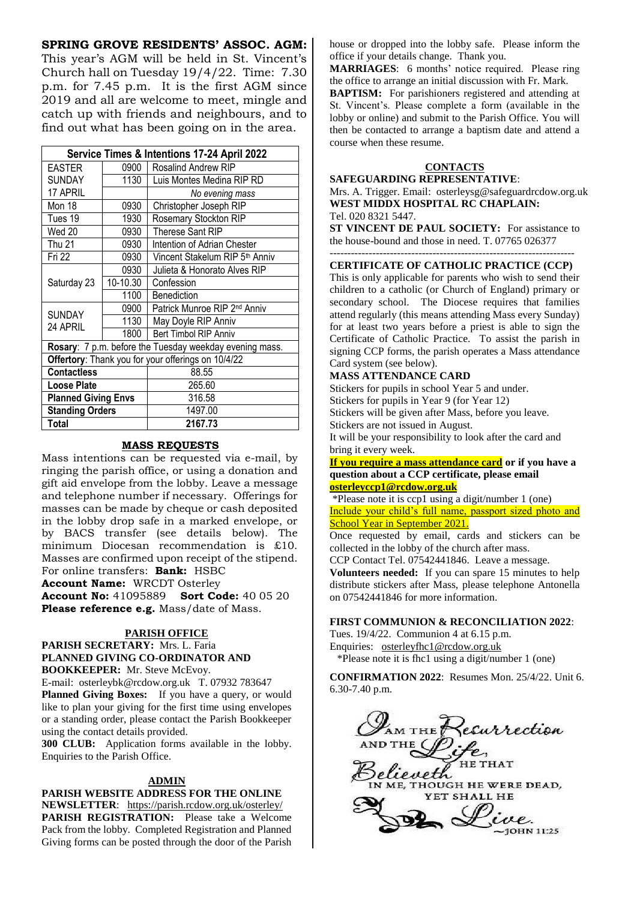**SPRING GROVE RESIDENTS' ASSOC. AGM:** This year's AGM will be held in St. Vincent's Church hall on Tuesday 19/4/22. Time: 7.30 p.m. for 7.45 p.m. It is the first AGM since 2019 and all are welcome to meet, mingle and catch up with friends and neighbours, and to find out what has been going on in the area.

| Service Times & Intentions 17-24 April 2022 | | |
|---|---|---|
| EASTER SUNDAY 17 APRIL | 0900 | Rosalind Andrew RIP |
| | 1130 | Luis Montes Medina RIP RD |
| | | *No evening mass* |
| Mon 18 | 0930 | Christopher Joseph RIP |
| Tues 19 | 1930 | Rosemary Stockton RIP |
| Wed 20 | 0930 | Therese Sant RIP |
| Thu 21 | 0930 | Intention of Adrian Chester |
| Fri 22 | 0930 | Vincent Stakelum RIP 5th Anniv |
| Saturday 23 | 0930 | Julieta & Honorato Alves RIP |
| | 10-10.30 | Confession |
| | 1100 | Benediction |
| SUNDAY 24 APRIL | 0900 | Patrick Munroe RIP 2nd Anniv |
| | 1130 | May Doyle RIP Anniv |
| | 1800 | Bert Timbol RIP Anniv |
| **Rosary**: 7 p.m. before the Tuesday weekday evening mass. | | |
| **Offertory**: Thank you for your offerings on 10/4/22 | | |
| **Contactless** | | 88.55 |
| **Loose Plate** | | 265.60 |
| **Planned Giving Envs** | | 316.58 |
| **Standing Orders** | | 1497.00 |
| **Total** | | **2167.73** |

## MASS REQUESTS

Mass intentions can be requested via e-mail, by ringing the parish office, or using a donation and gift aid envelope from the lobby. Leave a message and telephone number if necessary. Offerings for masses can be made by cheque or cash deposited in the lobby drop safe in a marked envelope, or by BACS transfer (see details below). The minimum Diocesan recommendation is £10. Masses are confirmed upon receipt of the stipend. For online transfers: **Bank:** HSBC
**Account Name:** WRCDT Osterley
**Account No:** 41095889 **Sort Code:** 40 05 20
**Please reference e.g.** Mass/date of Mass.

## PARISH OFFICE

**PARISH SECRETARY:** Mrs. L. Faria
**PLANNED GIVING CO-ORDINATOR AND BOOKKEEPER:** Mr. Steve McEvoy.
E-mail: osterleybk@rcdow.org.uk T. 07932 783647
**Planned Giving Boxes:** If you have a query, or would like to plan your giving for the first time using envelopes or a standing order, please contact the Parish Bookkeeper using the contact details provided.
**300 CLUB:** Application forms available in the lobby. Enquiries to the Parish Office.

## ADMIN

**PARISH WEBSITE ADDRESS FOR THE ONLINE NEWSLETTER**: https://parish.rcdow.org.uk/osterley/
**PARISH REGISTRATION:** Please take a Welcome Pack from the lobby. Completed Registration and Planned Giving forms can be posted through the door of the Parish house or dropped into the lobby safe. Please inform the office if your details change. Thank you.
**MARRIAGES**: 6 months' notice required. Please ring the office to arrange an initial discussion with Fr. Mark.
**BAPTISM:** For parishioners registered and attending at St. Vincent's. Please complete a form (available in the lobby or online) and submit to the Parish Office. You will then be contacted to arrange a baptism date and attend a course when these resume.

## CONTACTS

**SAFEGUARDING REPRESENTATIVE**:
Mrs. A. Trigger. Email: osterleysg@safeguardrcdow.org.uk
**WEST MIDDX HOSPITAL RC CHAPLAIN:**
Tel. 020 8321 5447.
**ST VINCENT DE PAUL SOCIETY:** For assistance to the house-bound and those in need. T. 07765 026377

---

**CERTIFICATE OF CATHOLIC PRACTICE (CCP)**
This is only applicable for parents who wish to send their children to a catholic (or Church of England) primary or secondary school. The Diocese requires that families attend regularly (this means attending Mass every Sunday) for at least two years before a priest is able to sign the Certificate of Catholic Practice. To assist the parish in signing CCP forms, the parish operates a Mass attendance Card system (see below).

**MASS ATTENDANCE CARD**
Stickers for pupils in school Year 5 and under.
Stickers for pupils in Year 9 (for Year 12)
Stickers will be given after Mass, before you leave.
Stickers are not issued in August.
It will be your responsibility to look after the card and bring it every week.

**If you require a mass attendance card or if you have a question about a CCP certificate, please email osterleyccp1@rcdow.org.uk**
*Please note it is ccp1 using a digit/number 1 (one)
Include your child's full name, passport sized photo and School Year in September 2021.
Once requested by email, cards and stickers can be collected in the lobby of the church after mass.
CCP Contact Tel. 07542441846. Leave a message.
**Volunteers needed:** If you can spare 15 minutes to help distribute stickers after Mass, please telephone Antonella on 07542441846 for more information.

**FIRST COMMUNION & RECONCILIATION 2022**:
Tues. 19/4/22. Communion 4 at 6.15 p.m.
Enquiries: osterleyfhc1@rcdow.org.uk
*Please note it is fhc1 using a digit/number 1 (one)

**CONFIRMATION 2022**: Resumes Mon. 25/4/22. Unit 6. 6.30-7.40 p.m.

I AM THE Resurrection AND THE Life, HE THAT Believeth IN ME, THOUGH HE WERE DEAD, YET SHALL HE Live.
~JOHN 11:25